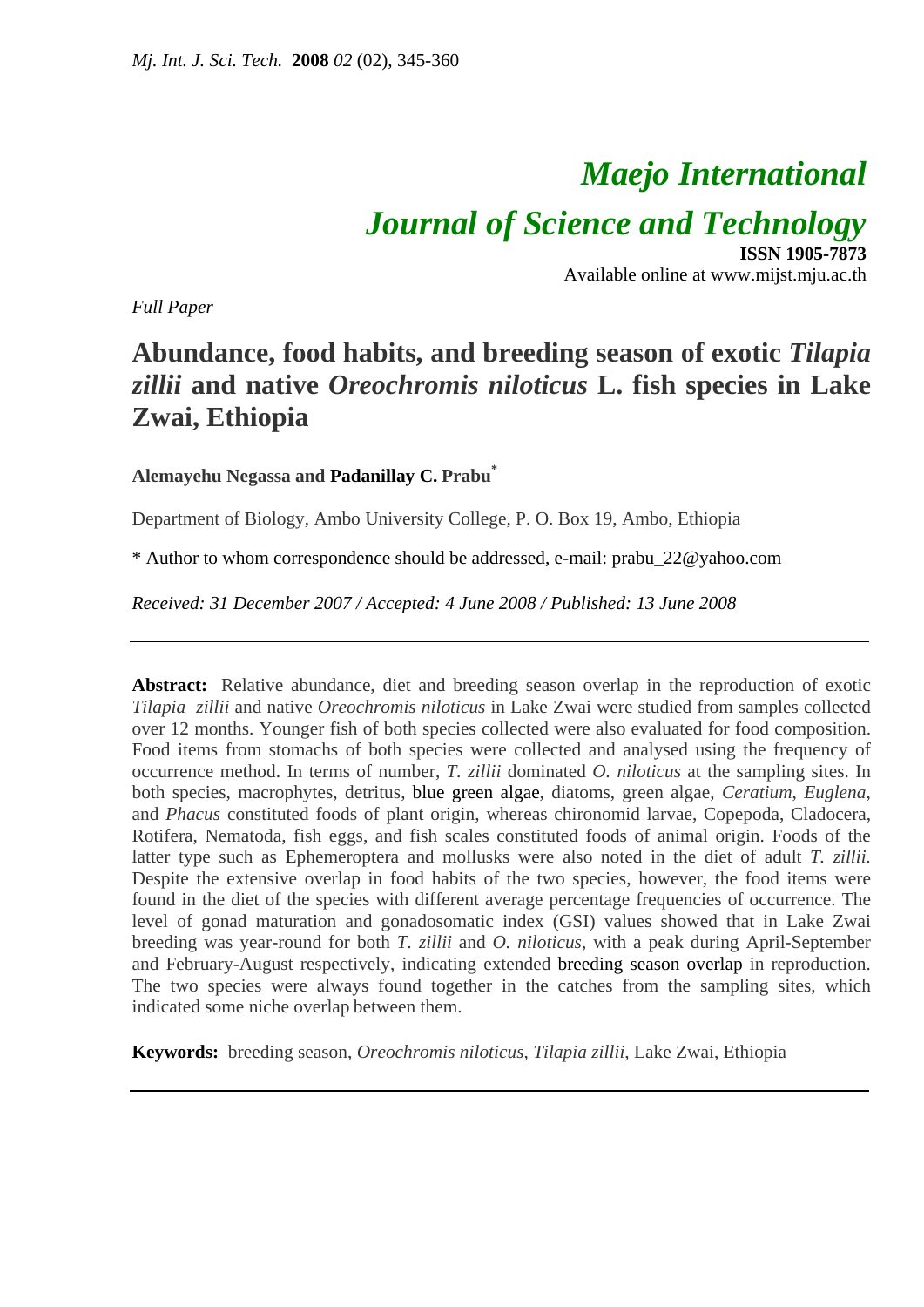# *Maejo International Journal of Science and Technology*

**ISSN 1905-7873**
Available online at www.mijst.mju.ac.th

*Full Paper*

## Abundance, food habits, and breeding season of exotic *Tilapia zillii* and native *Oreochromis niloticus* L. fish species in Lake Zwai, Ethiopia

**Alemayehu Negassa and Padanillay C. Prabu***

Department of Biology, Ambo University College, P. O. Box 19, Ambo, Ethiopia

\* Author to whom correspondence should be addressed, e-mail: prabu_22@yahoo.com

*Received: 31 December 2007 / Accepted: 4 June 2008 / Published: 13 June 2008*

---

**Abstract:** Relative abundance, diet and breeding season overlap in the reproduction of exotic *Tilapia zillii* and native *Oreochromis niloticus* in Lake Zwai were studied from samples collected over 12 months. Younger fish of both species collected were also evaluated for food composition. Food items from stomachs of both species were collected and analysed using the frequency of occurrence method. In terms of number, *T. zillii* dominated *O. niloticus* at the sampling sites. In both species, macrophytes, detritus, blue green algae, diatoms, green algae, *Ceratium*, *Euglena*, and *Phacus* constituted foods of plant origin, whereas chironomid larvae, Copepoda, Cladocera, Rotifera, Nematoda, fish eggs, and fish scales constituted foods of animal origin. Foods of the latter type such as Ephemeroptera and mollusks were also noted in the diet of adult *T. zillii.* Despite the extensive overlap in food habits of the two species, however, the food items were found in the diet of the species with different average percentage frequencies of occurrence. The level of gonad maturation and gonadosomatic index (GSI) values showed that in Lake Zwai breeding was year-round for both *T. zillii* and *O. niloticus*, with a peak during April-September and February-August respectively, indicating extended breeding season overlap in reproduction. The two species were always found together in the catches from the sampling sites, which indicated some niche overlap between them.

**Keywords:** breeding season, *Oreochromis niloticus*, *Tilapia zillii*, Lake Zwai, Ethiopia

---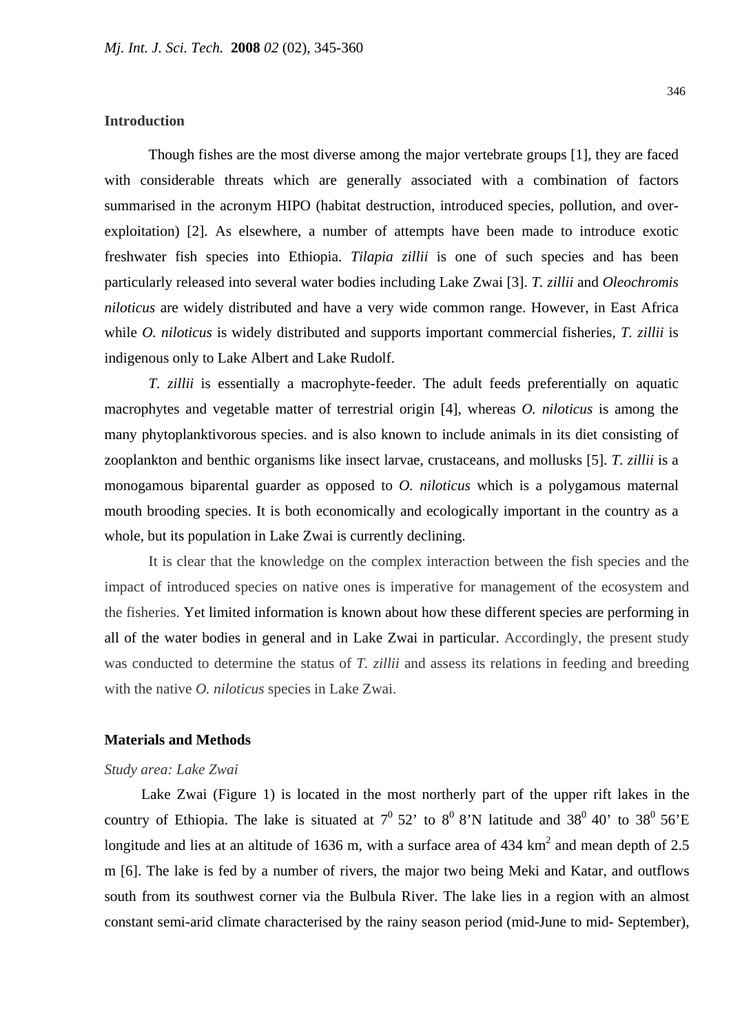## Introduction

Though fishes are the most diverse among the major vertebrate groups [1], they are faced with considerable threats which are generally associated with a combination of factors summarised in the acronym HIPO (habitat destruction, introduced species, pollution, and over-exploitation) [2]. As elsewhere, a number of attempts have been made to introduce exotic freshwater fish species into Ethiopia. *Tilapia zillii* is one of such species and has been particularly released into several water bodies including Lake Zwai [3]. *T. zillii* and *Oleochromis niloticus* are widely distributed and have a very wide common range. However, in East Africa while *O. niloticus* is widely distributed and supports important commercial fisheries, *T. zillii* is indigenous only to Lake Albert and Lake Rudolf.

*T. zillii* is essentially a macrophyte-feeder. The adult feeds preferentially on aquatic macrophytes and vegetable matter of terrestrial origin [4], whereas *O. niloticus* is among the many phytoplanktivorous species. and is also known to include animals in its diet consisting of zooplankton and benthic organisms like insect larvae, crustaceans, and mollusks [5]. *T. zillii* is a monogamous biparental guarder as opposed to *O. niloticus* which is a polygamous maternal mouth brooding species. It is both economically and ecologically important in the country as a whole, but its population in Lake Zwai is currently declining.

It is clear that the knowledge on the complex interaction between the fish species and the impact of introduced species on native ones is imperative for management of the ecosystem and the fisheries. Yet limited information is known about how these different species are performing in all of the water bodies in general and in Lake Zwai in particular. Accordingly, the present study was conducted to determine the status of *T. zillii* and assess its relations in feeding and breeding with the native *O. niloticus* species in Lake Zwai.

## Materials and Methods

*Study area: Lake Zwai*

Lake Zwai (Figure 1) is located in the most northerly part of the upper rift lakes in the country of Ethiopia. The lake is situated at $7^0$ 52' to $8^0$ 8'N latitude and $38^0$ 40' to $38^0$ 56'E longitude and lies at an altitude of 1636 m, with a surface area of 434 $km^2$ and mean depth of 2.5 m [6]. The lake is fed by a number of rivers, the major two being Meki and Katar, and outflows south from its southwest corner via the Bulbula River. The lake lies in a region with an almost constant semi-arid climate characterised by the rainy season period (mid-June to mid- September),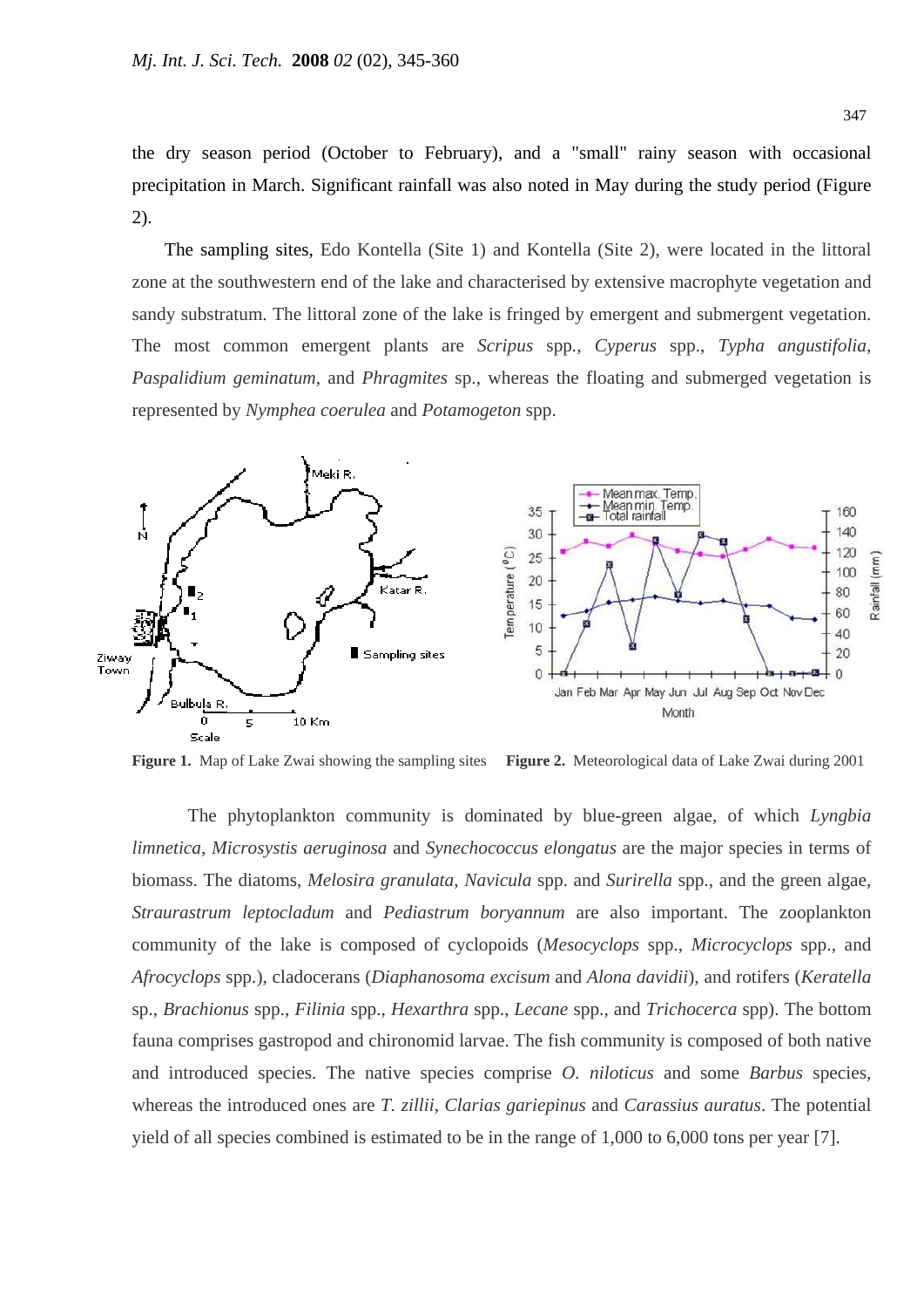the dry season period (October to February), and a "small" rainy season with occasional precipitation in March. Significant rainfall was also noted in May during the study period (Figure 2).

The sampling sites, Edo Kontella (Site 1) and Kontella (Site 2), were located in the littoral zone at the southwestern end of the lake and characterised by extensive macrophyte vegetation and sandy substratum. The littoral zone of the lake is fringed by emergent and submergent vegetation. The most common emergent plants are *Scripus* spp., *Cyperus* spp., *Typha angustifolia*, *Paspalidium geminatum,* and *Phragmites* sp., whereas the floating and submerged vegetation is represented by *Nymphea coerulea* and *Potamogeton* spp.

**Figure 1.** Map of Lake Zwai showing the sampling sites

**Figure 2.** Meteorological data of Lake Zwai during 2001

The phytoplankton community is dominated by blue-green algae, of which *Lyngbia limnetica, Microsystis aeruginosa* and *Synechococcus elongatus* are the major species in terms of biomass. The diatoms, *Melosira granulata, Navicula* spp. and *Surirella* spp., and the green algae, *Straurastrum leptocladum* and *Pediastrum boryannum* are also important. The zooplankton community of the lake is composed of cyclopoids (*Mesocyclops* spp., *Microcyclops* spp., and *Afrocyclops* spp.), cladocerans (*Diaphanosoma excisum* and *Alona davidii*), and rotifers (*Keratella* sp., *Brachionus* spp., *Filinia* spp., *Hexarthra* spp., *Lecane* spp., and *Trichocerca* spp). The bottom fauna comprises gastropod and chironomid larvae. The fish community is composed of both native and introduced species. The native species comprise *O. niloticus* and some *Barbus* species, whereas the introduced ones are *T. zillii*, *Clarias gariepinus* and *Carassius auratus*. The potential yield of all species combined is estimated to be in the range of 1,000 to 6,000 tons per year [7].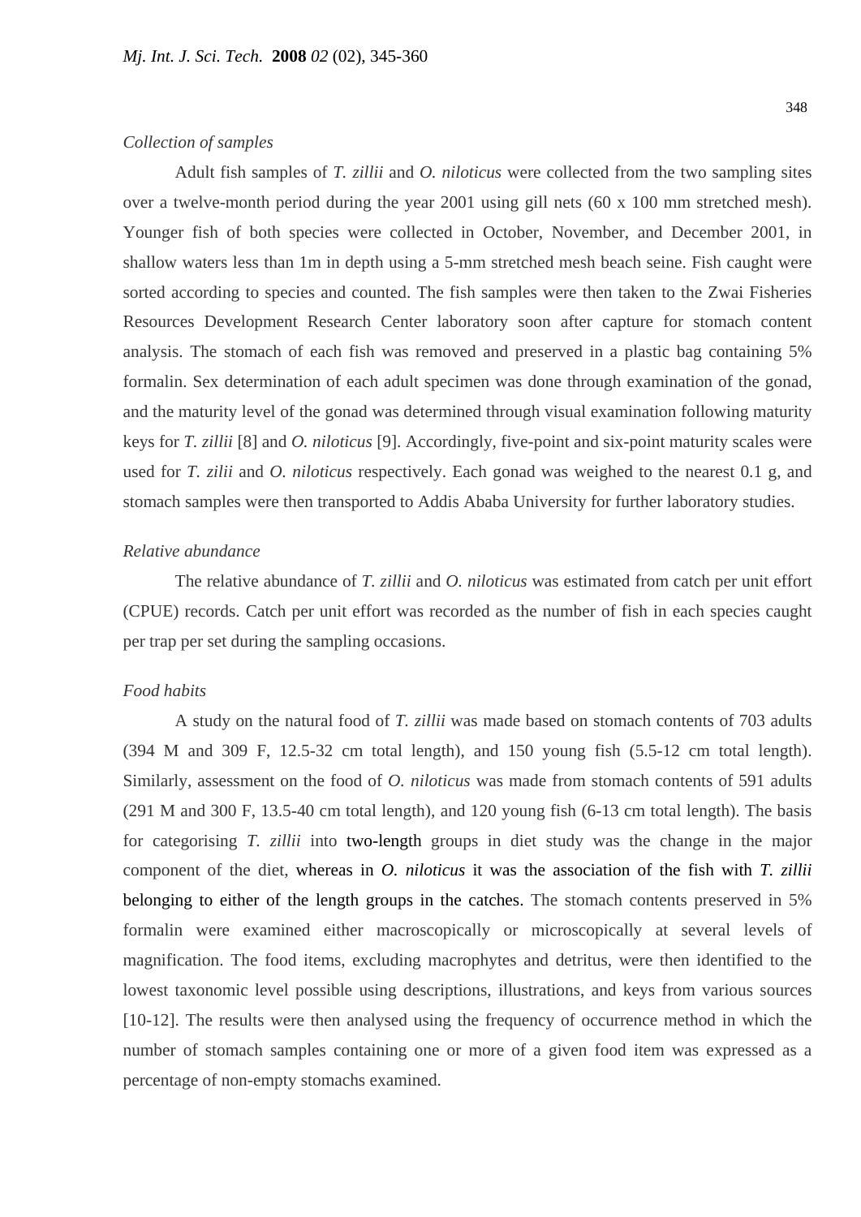*Collection of samples*

Adult fish samples of *T. zillii* and *O. niloticus* were collected from the two sampling sites over a twelve-month period during the year 2001 using gill nets (60 x 100 mm stretched mesh). Younger fish of both species were collected in October, November, and December 2001, in shallow waters less than 1m in depth using a 5-mm stretched mesh beach seine. Fish caught were sorted according to species and counted. The fish samples were then taken to the Zwai Fisheries Resources Development Research Center laboratory soon after capture for stomach content analysis. The stomach of each fish was removed and preserved in a plastic bag containing 5% formalin. Sex determination of each adult specimen was done through examination of the gonad, and the maturity level of the gonad was determined through visual examination following maturity keys for *T. zillii* [8] and *O. niloticus* [9]. Accordingly, five-point and six-point maturity scales were used for *T. zilii* and *O. niloticus* respectively. Each gonad was weighed to the nearest 0.1 g, and stomach samples were then transported to Addis Ababa University for further laboratory studies.

*Relative abundance*

The relative abundance of *T. zillii* and *O. niloticus* was estimated from catch per unit effort (CPUE) records. Catch per unit effort was recorded as the number of fish in each species caught per trap per set during the sampling occasions.

*Food habits*

A study on the natural food of *T. zillii* was made based on stomach contents of 703 adults (394 M and 309 F, 12.5-32 cm total length), and 150 young fish (5.5-12 cm total length). Similarly, assessment on the food of *O. niloticus* was made from stomach contents of 591 adults (291 M and 300 F, 13.5-40 cm total length), and 120 young fish (6-13 cm total length). The basis for categorising *T. zillii* into two-length groups in diet study was the change in the major component of the diet, whereas in *O. niloticus* it was the association of the fish with *T. zillii* belonging to either of the length groups in the catches. The stomach contents preserved in 5% formalin were examined either macroscopically or microscopically at several levels of magnification. The food items, excluding macrophytes and detritus, were then identified to the lowest taxonomic level possible using descriptions, illustrations, and keys from various sources [10-12]. The results were then analysed using the frequency of occurrence method in which the number of stomach samples containing one or more of a given food item was expressed as a percentage of non-empty stomachs examined.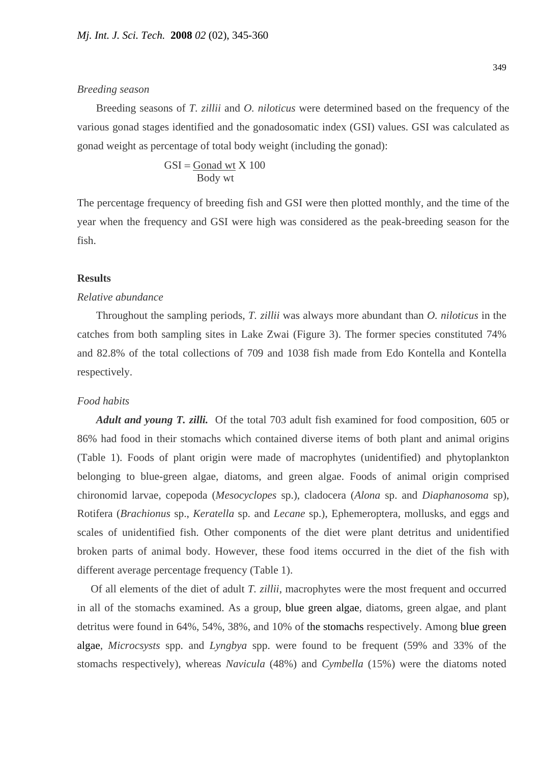*Breeding season*

Breeding seasons of *T. zillii* and *O. niloticus* were determined based on the frequency of the various gonad stages identified and the gonadosomatic index (GSI) values. GSI was calculated as gonad weight as percentage of total body weight (including the gonad):

$$GSI = \frac{\text{Gonad wt}}{\text{Body wt}} \times 100$$

The percentage frequency of breeding fish and GSI were then plotted monthly, and the time of the year when the frequency and GSI were high was considered as the peak-breeding season for the fish.

## Results

*Relative abundance*

Throughout the sampling periods, *T. zillii* was always more abundant than *O. niloticus* in the catches from both sampling sites in Lake Zwai (Figure 3). The former species constituted 74% and 82.8% of the total collections of 709 and 1038 fish made from Edo Kontella and Kontella respectively.

*Food habits*

***Adult and young T. zilli.*** Of the total 703 adult fish examined for food composition, 605 or 86% had food in their stomachs which contained diverse items of both plant and animal origins (Table 1). Foods of plant origin were made of macrophytes (unidentified) and phytoplankton belonging to blue-green algae, diatoms, and green algae. Foods of animal origin comprised chironomid larvae, copepoda (*Mesocyclopes* sp.), cladocera (*Alona* sp. and *Diaphanosoma* sp), Rotifera (*Brachionus* sp., *Keratella* sp. and *Lecane* sp.), Ephemeroptera, mollusks, and eggs and scales of unidentified fish. Other components of the diet were plant detritus and unidentified broken parts of animal body. However, these food items occurred in the diet of the fish with different average percentage frequency (Table 1).

Of all elements of the diet of adult *T. zillii*, macrophytes were the most frequent and occurred in all of the stomachs examined. As a group, blue green algae, diatoms, green algae, and plant detritus were found in 64%, 54%, 38%, and 10% of the stomachs respectively. Among blue green algae, *Microcsysts* spp. and *Lyngbya* spp. were found to be frequent (59% and 33% of the stomachs respectively), whereas *Navicula* (48%) and *Cymbella* (15%) were the diatoms noted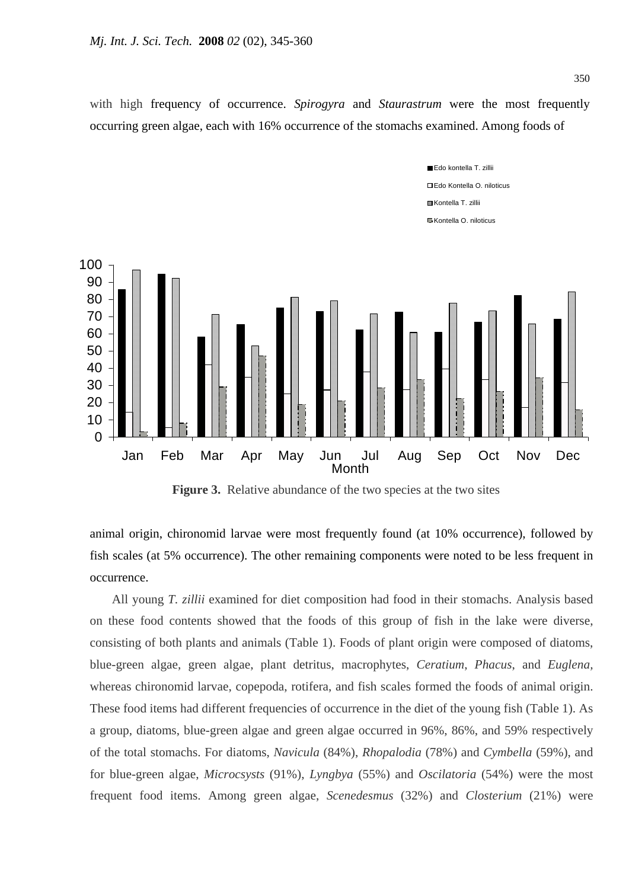with high frequency of occurrence. *Spirogyra* and *Staurastrum* were the most frequently occurring green algae, each with 16% occurrence of the stomachs examined. Among foods of

**Figure 3.** Relative abundance of the two species at the two sites

animal origin, chironomid larvae were most frequently found (at 10% occurrence), followed by fish scales (at 5% occurrence). The other remaining components were noted to be less frequent in occurrence.

All young *T. zillii* examined for diet composition had food in their stomachs. Analysis based on these food contents showed that the foods of this group of fish in the lake were diverse, consisting of both plants and animals (Table 1). Foods of plant origin were composed of diatoms, blue-green algae, green algae, plant detritus, macrophytes, *Ceratium*, *Phacus*, and *Euglena*, whereas chironomid larvae, copepoda, rotifera, and fish scales formed the foods of animal origin. These food items had different frequencies of occurrence in the diet of the young fish (Table 1). As a group, diatoms, blue-green algae and green algae occurred in 96%, 86%, and 59% respectively of the total stomachs. For diatoms, *Navicula* (84%), *Rhopalodia* (78%) and *Cymbella* (59%), and for blue-green algae, *Microcsysts* (91%), *Lyngbya* (55%) and *Oscilatoria* (54%) were the most frequent food items. Among green algae, *Scenedesmus* (32%) and *Closterium* (21%) were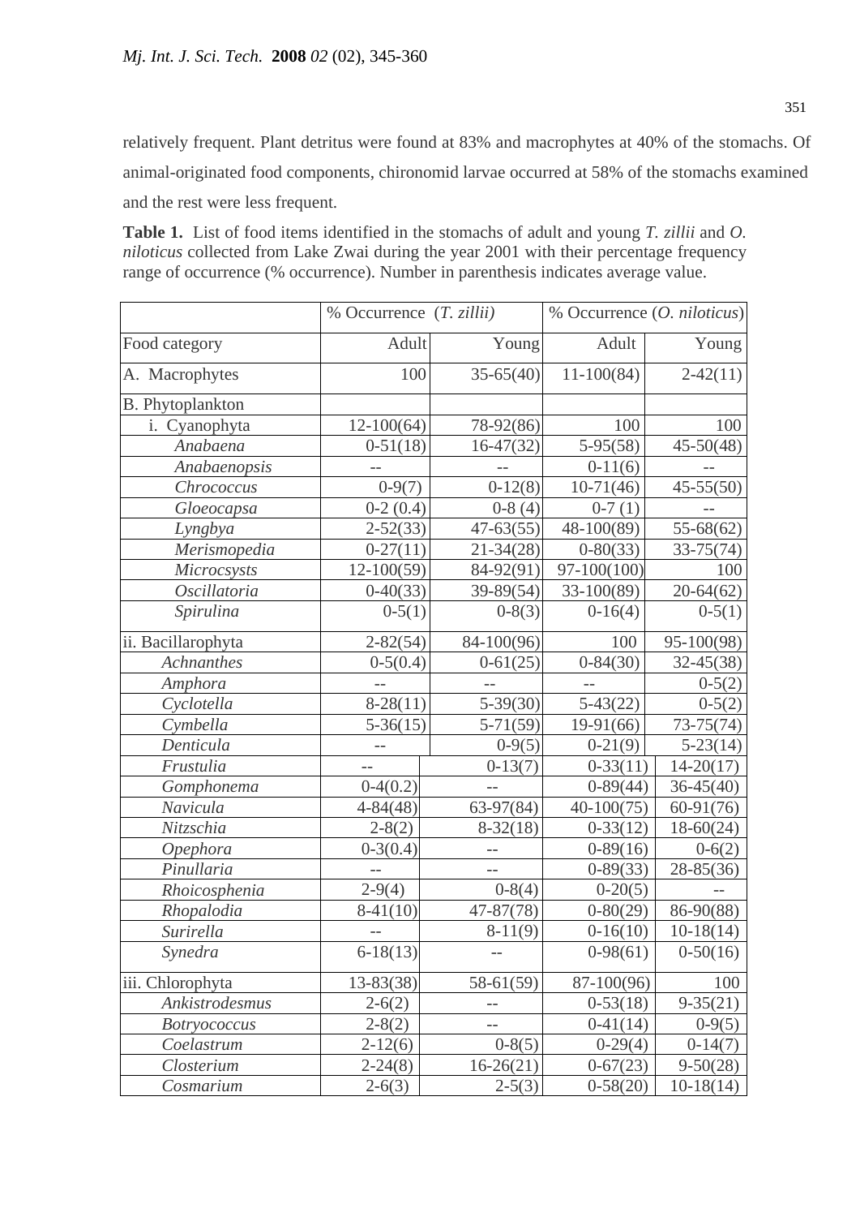relatively frequent. Plant detritus were found at 83% and macrophytes at 40% of the stomachs. Of animal-originated food components, chironomid larvae occurred at 58% of the stomachs examined and the rest were less frequent.

**Table 1.** List of food items identified in the stomachs of adult and young *T. zillii* and *O. niloticus* collected from Lake Zwai during the year 2001 with their percentage frequency range of occurrence (% occurrence). Number in parenthesis indicates average value.

| | % Occurrence (*T. zillii*) | | % Occurrence (*O. niloticus*) | |
|---|---|---|---|---|
| Food category | Adult | Young | Adult | Young |
| A. Macrophytes | 100 | 35-65(40) | 11-100(84) | 2-42(11) |
| B. Phytoplankton | | | | |
| i. Cyanophyta | 12-100(64) | 78-92(86) | 100 | 100 |
| *Anabaena* | 0-51(18) | 16-47(32) | 5-95(58) | 45-50(48) |
| *Anabaenopsis* | -- | -- | 0-11(6) | -- |
| *Chrococcus* | 0-9(7) | 0-12(8) | 10-71(46) | 45-55(50) |
| *Gloeocapsa* | 0-2 (0.4) | 0-8 (4) | 0-7 (1) | -- |
| *Lyngbya* | 2-52(33) | 47-63(55) | 48-100(89) | 55-68(62) |
| *Merismopedia* | 0-27(11) | 21-34(28) | 0-80(33) | 33-75(74) |
| *Microcsysts* | 12-100(59) | 84-92(91) | 97-100(100) | 100 |
| *Oscillatoria* | 0-40(33) | 39-89(54) | 33-100(89) | 20-64(62) |
| *Spirulina* | 0-5(1) | 0-8(3) | 0-16(4) | 0-5(1) |
| ii. Bacillarophyta | 2-82(54) | 84-100(96) | 100 | 95-100(98) |
| *Achnanthes* | 0-5(0.4) | 0-61(25) | 0-84(30) | 32-45(38) |
| *Amphora* | -- | -- | -- | 0-5(2) |
| *Cyclotella* | 8-28(11) | 5-39(30) | 5-43(22) | 0-5(2) |
| *Cymbella* | 5-36(15) | 5-71(59) | 19-91(66) | 73-75(74) |
| *Denticula* | -- | 0-9(5) | 0-21(9) | 5-23(14) |
| *Frustulia* | -- | 0-13(7) | 0-33(11) | 14-20(17) |
| *Gomphonema* | 0-4(0.2) | -- | 0-89(44) | 36-45(40) |
| *Navicula* | 4-84(48) | 63-97(84) | 40-100(75) | 60-91(76) |
| *Nitzschia* | 2-8(2) | 8-32(18) | 0-33(12) | 18-60(24) |
| *Opephora* | 0-3(0.4) | -- | 0-89(16) | 0-6(2) |
| *Pinullaria* | -- | -- | 0-89(33) | 28-85(36) |
| *Rhoicosphenia* | 2-9(4) | 0-8(4) | 0-20(5) | -- |
| *Rhopalodia* | 8-41(10) | 47-87(78) | 0-80(29) | 86-90(88) |
| *Surirella* | -- | 8-11(9) | 0-16(10) | 10-18(14) |
| *Synedra* | 6-18(13) | -- | 0-98(61) | 0-50(16) |
| iii. Chlorophyta | 13-83(38) | 58-61(59) | 87-100(96) | 100 |
| *Ankistrodesmus* | 2-6(2) | -- | 0-53(18) | 9-35(21) |
| *Botryococcus* | 2-8(2) | -- | 0-41(14) | 0-9(5) |
| *Coelastrum* | 2-12(6) | 0-8(5) | 0-29(4) | 0-14(7) |
| *Closterium* | 2-24(8) | 16-26(21) | 0-67(23) | 9-50(28) |
| *Cosmarium* | 2-6(3) | 2-5(3) | 0-58(20) | 10-18(14) |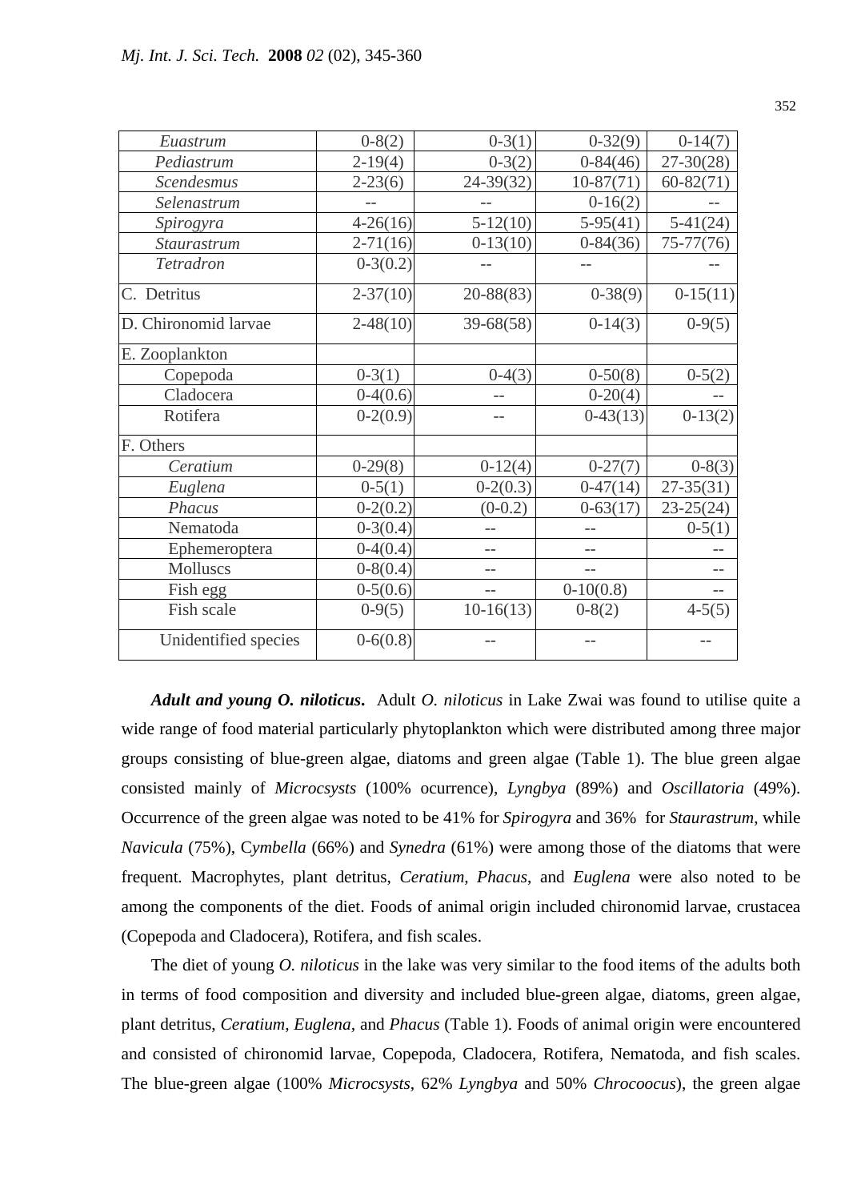| | | | | |
|---|---|---|---|---|
| *Euastrum* | 0-8(2) | 0-3(1) | 0-32(9) | 0-14(7) |
| *Pediastrum* | 2-19(4) | 0-3(2) | 0-84(46) | 27-30(28) |
| *Scendesmus* | 2-23(6) | 24-39(32) | 10-87(71) | 60-82(71) |
| *Selenastrum* | -- | -- | 0-16(2) | -- |
| *Spirogyra* | 4-26(16) | 5-12(10) | 5-95(41) | 5-41(24) |
| *Staurastrum* | 2-71(16) | 0-13(10) | 0-84(36) | 75-77(76) |
| *Tetradron* | 0-3(0.2) | -- | -- | -- |
| C. Detritus | 2-37(10) | 20-88(83) | 0-38(9) | 0-15(11) |
| D. Chironomid larvae | 2-48(10) | 39-68(58) | 0-14(3) | 0-9(5) |
| E. Zooplankton | | | | |
| Copepoda | 0-3(1) | 0-4(3) | 0-50(8) | 0-5(2) |
| Cladocera | 0-4(0.6) | -- | 0-20(4) | -- |
| Rotifera | 0-2(0.9) | -- | 0-43(13) | 0-13(2) |
| F. Others | | | | |
| *Ceratium* | 0-29(8) | 0-12(4) | 0-27(7) | 0-8(3) |
| *Euglena* | 0-5(1) | 0-2(0.3) | 0-47(14) | 27-35(31) |
| *Phacus* | 0-2(0.2) | (0-0.2) | 0-63(17) | 23-25(24) |
| Nematoda | 0-3(0.4) | -- | -- | 0-5(1) |
| Ephemeroptera | 0-4(0.4) | -- | -- | -- |
| Molluscs | 0-8(0.4) | -- | -- | -- |
| Fish egg | 0-5(0.6) | -- | 0-10(0.8) | -- |
| Fish scale | 0-9(5) | 10-16(13) | 0-8(2) | 4-5(5) |
| Unidentified species | 0-6(0.8) | -- | -- | -- |

***Adult and young O. niloticus***. Adult *O. niloticus* in Lake Zwai was found to utilise quite a wide range of food material particularly phytoplankton which were distributed among three major groups consisting of blue-green algae, diatoms and green algae (Table 1). The blue green algae consisted mainly of *Microcsysts* (100% ocurrence), *Lyngbya* (89%) and *Oscillatoria* (49%). Occurrence of the green algae was noted to be 41% for *Spirogyra* and 36% for *Staurastrum*, while *Navicula* (75%), C*ymbella* (66%) and *Synedra* (61%) were among those of the diatoms that were frequent. Macrophytes, plant detritus, *Ceratium*, *Phacus*, and *Euglena* were also noted to be among the components of the diet. Foods of animal origin included chironomid larvae, crustacea (Copepoda and Cladocera), Rotifera, and fish scales.

The diet of young *O. niloticus* in the lake was very similar to the food items of the adults both in terms of food composition and diversity and included blue-green algae, diatoms, green algae, plant detritus, *Ceratium*, *Euglena*, and *Phacus* (Table 1). Foods of animal origin were encountered and consisted of chironomid larvae, Copepoda, Cladocera, Rotifera, Nematoda, and fish scales. The blue-green algae (100% *Microcsysts*, 62% *Lyngbya* and 50% *Chrocoocus*), the green algae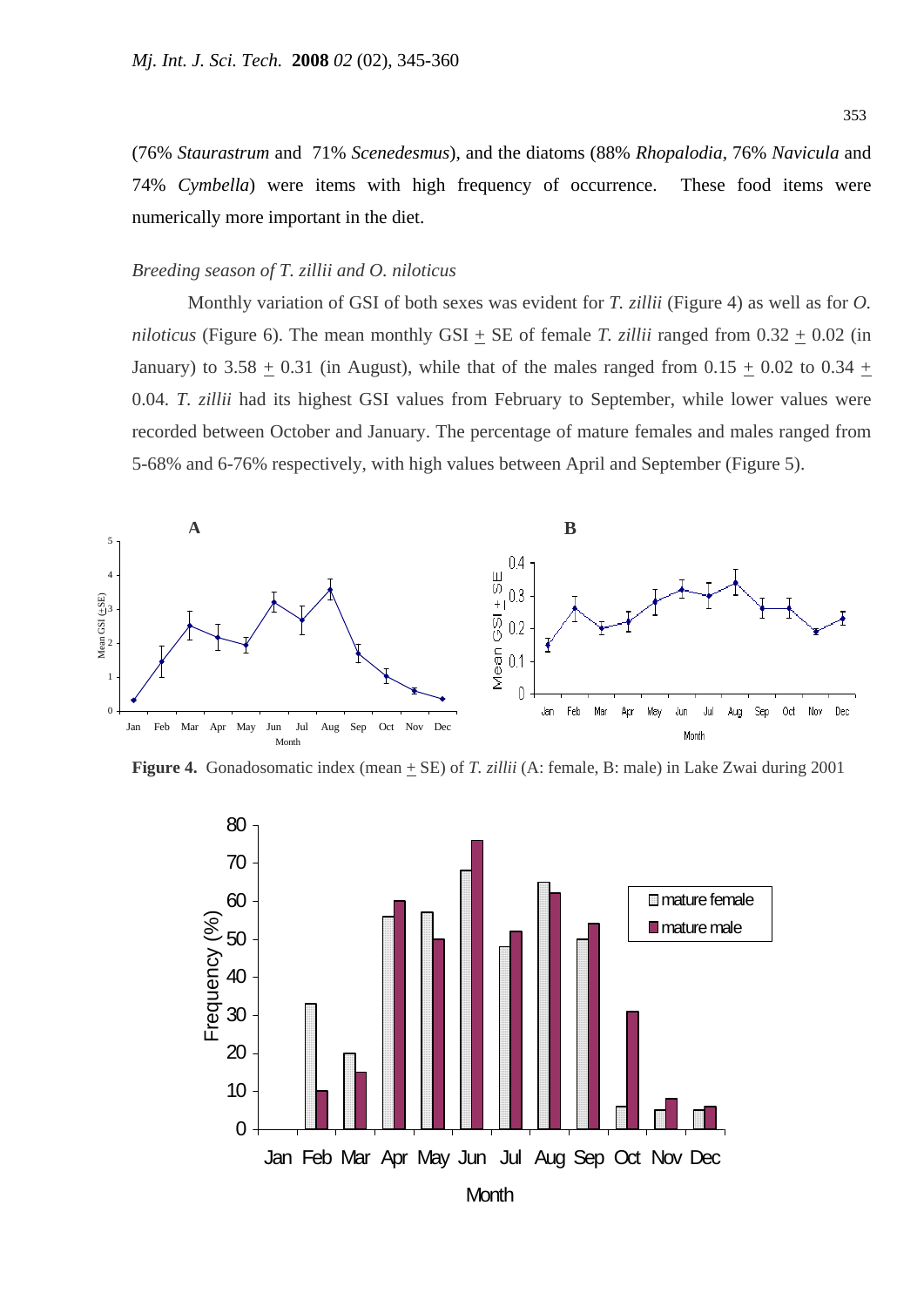(76% *Staurastrum* and 71% *Scenedesmus*), and the diatoms (88% *Rhopalodia*, 76% *Navicula* and 74% *Cymbella*) were items with high frequency of occurrence. These food items were numerically more important in the diet.

*Breeding season of T. zillii and O. niloticus*

Monthly variation of GSI of both sexes was evident for *T. zillii* (Figure 4) as well as for *O. niloticus* (Figure 6). The mean monthly GSI $\pm$ SE of female *T. zillii* ranged from 0.32 $\pm$ 0.02 (in January) to 3.58 $\pm$ 0.31 (in August), while that of the males ranged from 0.15 $\pm$ 0.02 to 0.34 $\pm$ 0.04. *T. zillii* had its highest GSI values from February to September, while lower values were recorded between October and January. The percentage of mature females and males ranged from 5-68% and 6-76% respectively, with high values between April and September (Figure 5).

**Figure 4.** Gonadosomatic index (mean $\pm$ SE) of *T. zillii* (A: female, B: male) in Lake Zwai during 2001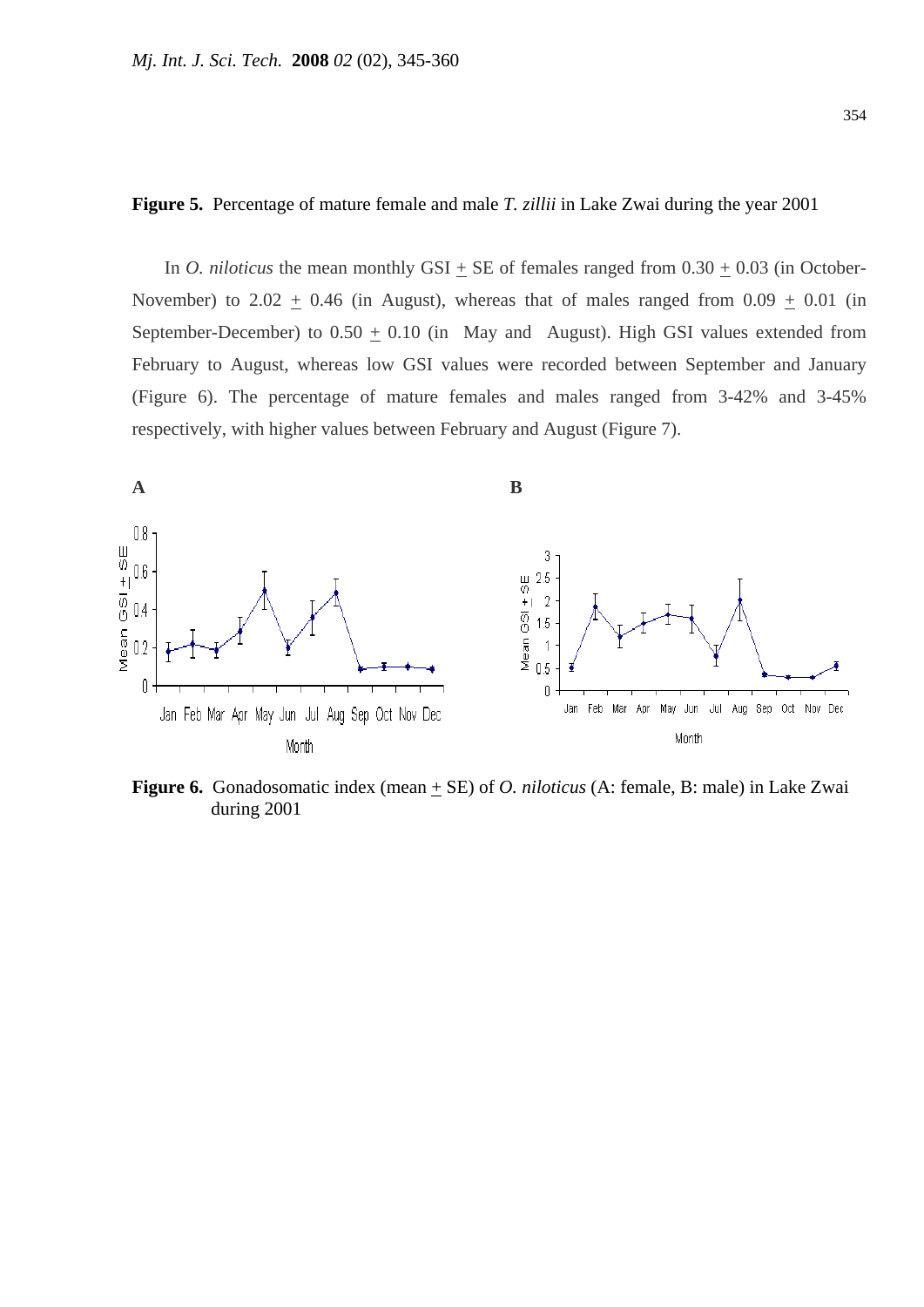**Figure 5.** Percentage of mature female and male *T. zillii* in Lake Zwai during the year 2001

In *O. niloticus* the mean monthly GSI ± SE of females ranged from 0.30 ± 0.03 (in October-November) to 2.02 ± 0.46 (in August), whereas that of males ranged from 0.09 ± 0.01 (in September-December) to 0.50 ± 0.10 (in May and August). High GSI values extended from February to August, whereas low GSI values were recorded between September and January (Figure 6). The percentage of mature females and males ranged from 3-42% and 3-45% respectively, with higher values between February and August (Figure 7).

**A** **B**

**Figure 6.** Gonadosomatic index (mean ± SE) of *O. niloticus* (A: female, B: male) in Lake Zwai during 2001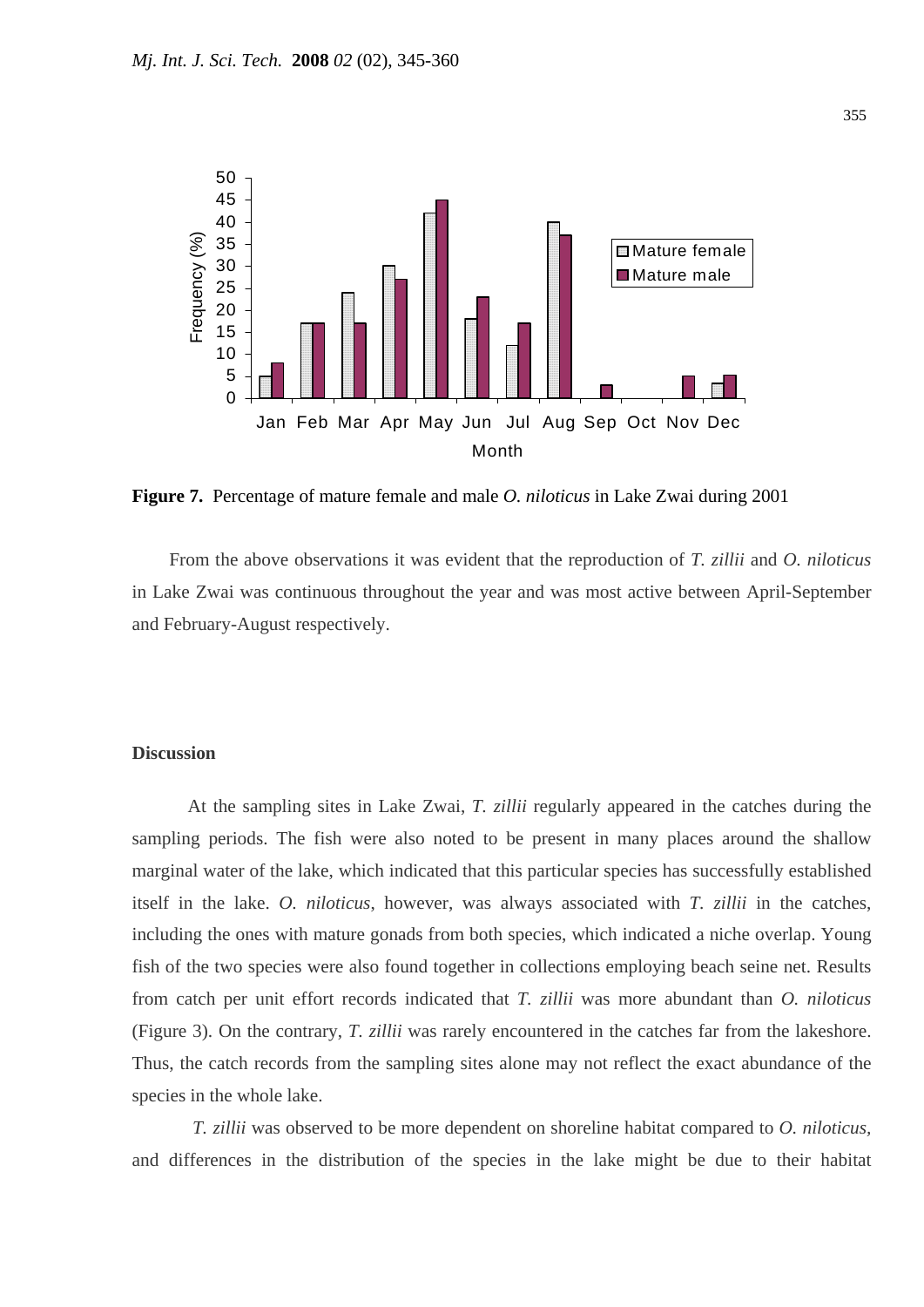**Figure 7.** Percentage of mature female and male *O. niloticus* in Lake Zwai during 2001

From the above observations it was evident that the reproduction of *T. zillii* and *O. niloticus* in Lake Zwai was continuous throughout the year and was most active between April-September and February-August respectively.

## Discussion

At the sampling sites in Lake Zwai, *T. zillii* regularly appeared in the catches during the sampling periods. The fish were also noted to be present in many places around the shallow marginal water of the lake, which indicated that this particular species has successfully established itself in the lake. *O. niloticus*, however, was always associated with *T. zillii* in the catches, including the ones with mature gonads from both species, which indicated a niche overlap. Young fish of the two species were also found together in collections employing beach seine net. Results from catch per unit effort records indicated that *T. zillii* was more abundant than *O. niloticus* (Figure 3). On the contrary, *T. zillii* was rarely encountered in the catches far from the lakeshore. Thus, the catch records from the sampling sites alone may not reflect the exact abundance of the species in the whole lake.

*T. zillii* was observed to be more dependent on shoreline habitat compared to *O. niloticus*, and differences in the distribution of the species in the lake might be due to their habitat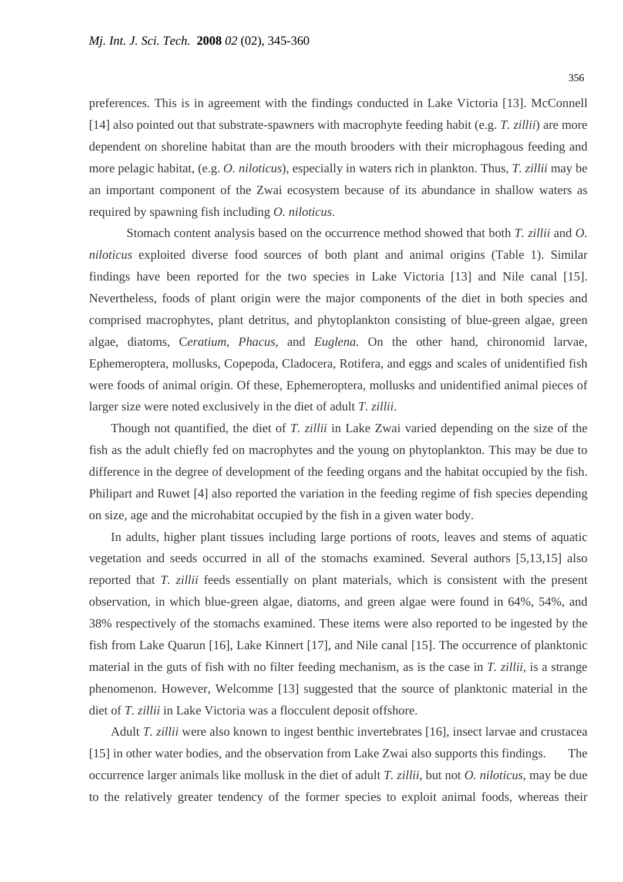preferences. This is in agreement with the findings conducted in Lake Victoria [13]. McConnell [14] also pointed out that substrate-spawners with macrophyte feeding habit (e.g. *T. zillii*) are more dependent on shoreline habitat than are the mouth brooders with their microphagous feeding and more pelagic habitat, (e.g. *O. niloticus*), especially in waters rich in plankton. Thus, *T. zillii* may be an important component of the Zwai ecosystem because of its abundance in shallow waters as required by spawning fish including *O. niloticus*.

Stomach content analysis based on the occurrence method showed that both *T. zillii* and *O. niloticus* exploited diverse food sources of both plant and animal origins (Table 1). Similar findings have been reported for the two species in Lake Victoria [13] and Nile canal [15]. Nevertheless, foods of plant origin were the major components of the diet in both species and comprised macrophytes, plant detritus, and phytoplankton consisting of blue-green algae, green algae, diatoms, C*eratium*, *Phacus*, and *Euglena.* On the other hand, chironomid larvae, Ephemeroptera, mollusks, Copepoda, Cladocera, Rotifera, and eggs and scales of unidentified fish were foods of animal origin. Of these, Ephemeroptera, mollusks and unidentified animal pieces of larger size were noted exclusively in the diet of adult *T. zillii*.

Though not quantified, the diet of *T. zillii* in Lake Zwai varied depending on the size of the fish as the adult chiefly fed on macrophytes and the young on phytoplankton. This may be due to difference in the degree of development of the feeding organs and the habitat occupied by the fish. Philipart and Ruwet [4] also reported the variation in the feeding regime of fish species depending on size, age and the microhabitat occupied by the fish in a given water body.

In adults, higher plant tissues including large portions of roots, leaves and stems of aquatic vegetation and seeds occurred in all of the stomachs examined. Several authors [5,13,15] also reported that *T. zillii* feeds essentially on plant materials, which is consistent with the present observation, in which blue-green algae, diatoms, and green algae were found in 64%, 54%, and 38% respectively of the stomachs examined. These items were also reported to be ingested by the fish from Lake Quarun [16], Lake Kinnert [17], and Nile canal [15]. The occurrence of planktonic material in the guts of fish with no filter feeding mechanism, as is the case in *T. zillii*, is a strange phenomenon. However, Welcomme [13] suggested that the source of planktonic material in the diet of *T. zillii* in Lake Victoria was a flocculent deposit offshore.

Adult *T. zillii* were also known to ingest benthic invertebrates [16], insect larvae and crustacea [15] in other water bodies, and the observation from Lake Zwai also supports this findings. The occurrence larger animals like mollusk in the diet of adult *T. zillii*, but not *O. niloticus*, may be due to the relatively greater tendency of the former species to exploit animal foods, whereas their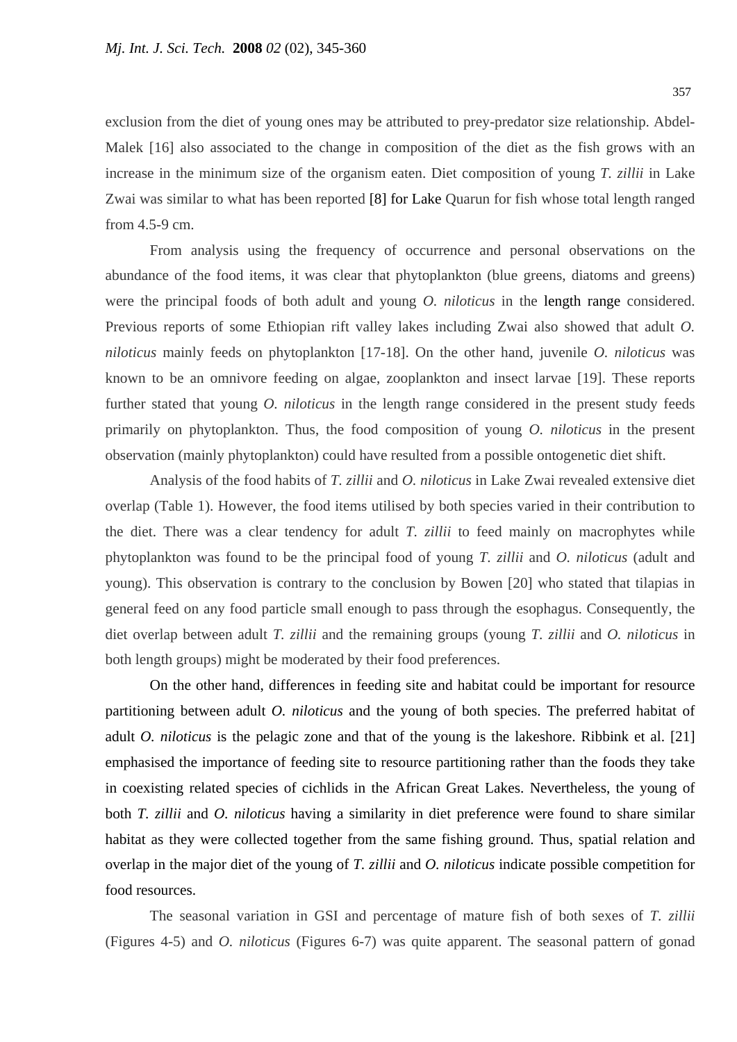exclusion from the diet of young ones may be attributed to prey-predator size relationship. Abdel-Malek [16] also associated to the change in composition of the diet as the fish grows with an increase in the minimum size of the organism eaten. Diet composition of young *T. zillii* in Lake Zwai was similar to what has been reported [8] for Lake Quarun for fish whose total length ranged from 4.5-9 cm.

From analysis using the frequency of occurrence and personal observations on the abundance of the food items, it was clear that phytoplankton (blue greens, diatoms and greens) were the principal foods of both adult and young *O. niloticus* in the length range considered. Previous reports of some Ethiopian rift valley lakes including Zwai also showed that adult *O. niloticus* mainly feeds on phytoplankton [17-18]. On the other hand, juvenile *O. niloticus* was known to be an omnivore feeding on algae, zooplankton and insect larvae [19]. These reports further stated that young *O. niloticus* in the length range considered in the present study feeds primarily on phytoplankton. Thus, the food composition of young *O. niloticus* in the present observation (mainly phytoplankton) could have resulted from a possible ontogenetic diet shift.

Analysis of the food habits of *T. zillii* and *O. niloticus* in Lake Zwai revealed extensive diet overlap (Table 1). However, the food items utilised by both species varied in their contribution to the diet. There was a clear tendency for adult *T. zillii* to feed mainly on macrophytes while phytoplankton was found to be the principal food of young *T. zillii* and *O. niloticus* (adult and young). This observation is contrary to the conclusion by Bowen [20] who stated that tilapias in general feed on any food particle small enough to pass through the esophagus. Consequently, the diet overlap between adult *T. zillii* and the remaining groups (young *T. zillii* and *O. niloticus* in both length groups) might be moderated by their food preferences.

On the other hand, differences in feeding site and habitat could be important for resource partitioning between adult *O. niloticus* and the young of both species. The preferred habitat of adult *O. niloticus* is the pelagic zone and that of the young is the lakeshore. Ribbink et al. [21] emphasised the importance of feeding site to resource partitioning rather than the foods they take in coexisting related species of cichlids in the African Great Lakes. Nevertheless, the young of both *T. zillii* and *O. niloticus* having a similarity in diet preference were found to share similar habitat as they were collected together from the same fishing ground. Thus, spatial relation and overlap in the major diet of the young of *T. zillii* and *O. niloticus* indicate possible competition for food resources.

The seasonal variation in GSI and percentage of mature fish of both sexes of *T. zillii* (Figures 4-5) and *O. niloticus* (Figures 6-7) was quite apparent. The seasonal pattern of gonad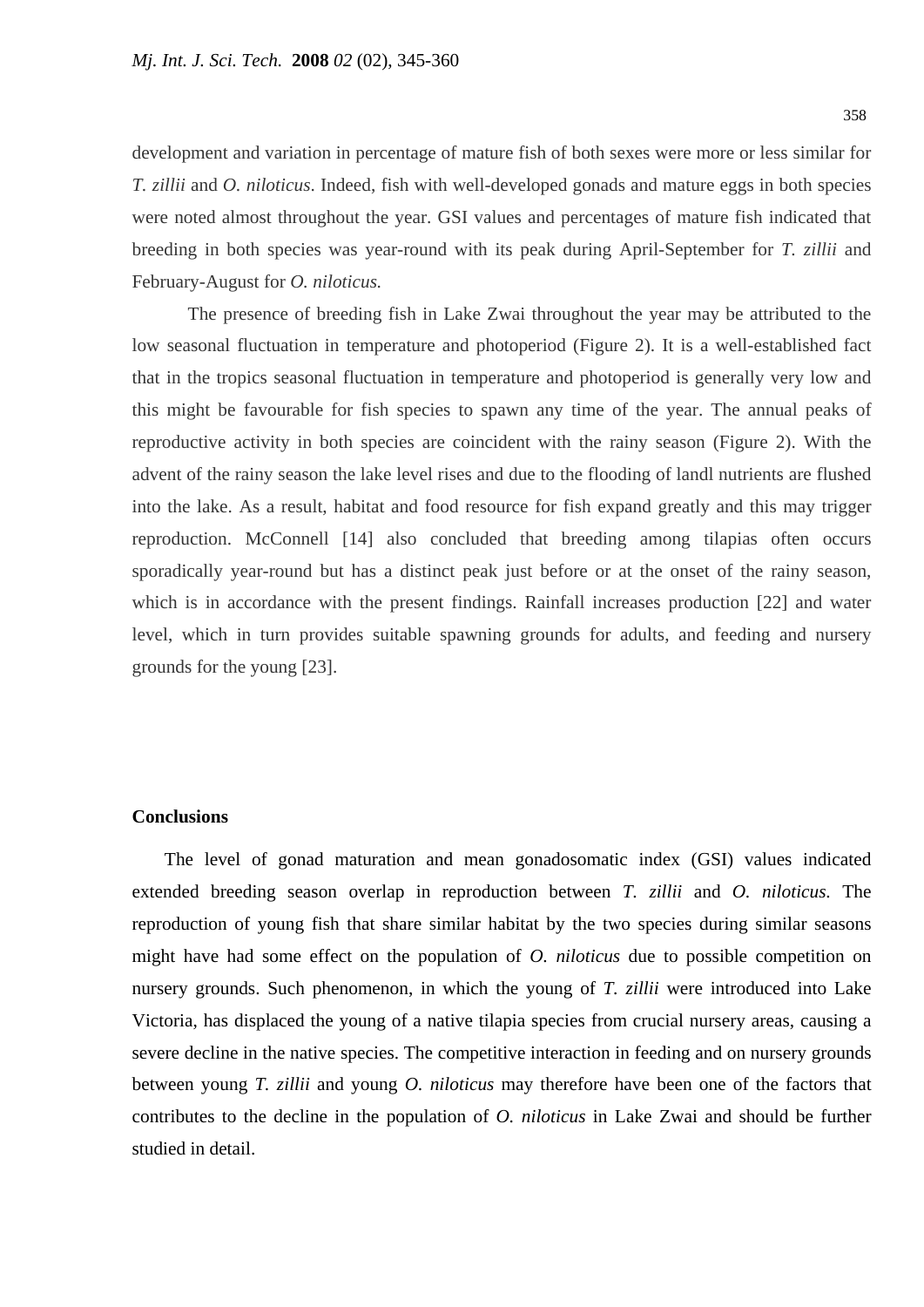development and variation in percentage of mature fish of both sexes were more or less similar for *T. zillii* and *O. niloticus*. Indeed, fish with well-developed gonads and mature eggs in both species were noted almost throughout the year. GSI values and percentages of mature fish indicated that breeding in both species was year-round with its peak during April-September for *T. zillii* and February-August for *O. niloticus.*

The presence of breeding fish in Lake Zwai throughout the year may be attributed to the low seasonal fluctuation in temperature and photoperiod (Figure 2). It is a well-established fact that in the tropics seasonal fluctuation in temperature and photoperiod is generally very low and this might be favourable for fish species to spawn any time of the year. The annual peaks of reproductive activity in both species are coincident with the rainy season (Figure 2). With the advent of the rainy season the lake level rises and due to the flooding of landl nutrients are flushed into the lake. As a result, habitat and food resource for fish expand greatly and this may trigger reproduction. McConnell [14] also concluded that breeding among tilapias often occurs sporadically year-round but has a distinct peak just before or at the onset of the rainy season, which is in accordance with the present findings. Rainfall increases production [22] and water level, which in turn provides suitable spawning grounds for adults, and feeding and nursery grounds for the young [23].

## Conclusions

The level of gonad maturation and mean gonadosomatic index (GSI) values indicated extended breeding season overlap in reproduction between *T. zillii* and *O. niloticus.* The reproduction of young fish that share similar habitat by the two species during similar seasons might have had some effect on the population of *O. niloticus* due to possible competition on nursery grounds. Such phenomenon, in which the young of *T. zillii* were introduced into Lake Victoria, has displaced the young of a native tilapia species from crucial nursery areas, causing a severe decline in the native species. The competitive interaction in feeding and on nursery grounds between young *T. zillii* and young *O. niloticus* may therefore have been one of the factors that contributes to the decline in the population of *O. niloticus* in Lake Zwai and should be further studied in detail.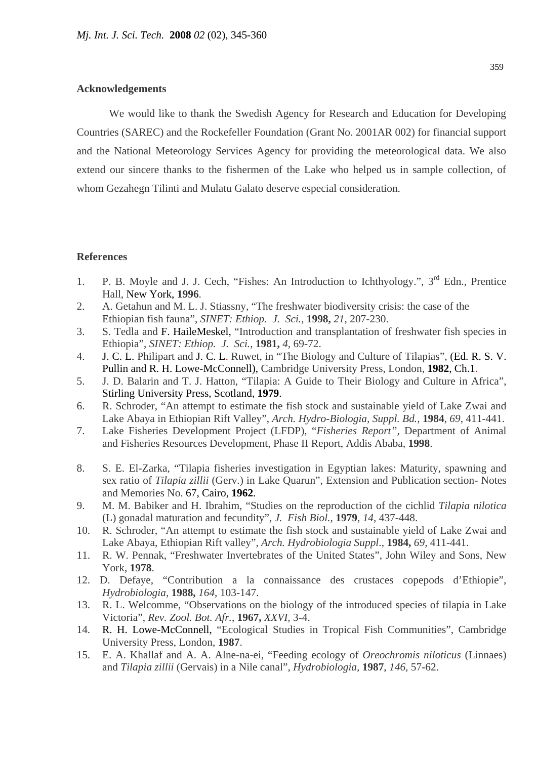## Acknowledgements

We would like to thank the Swedish Agency for Research and Education for Developing Countries (SAREC) and the Rockefeller Foundation (Grant No. 2001AR 002) for financial support and the National Meteorology Services Agency for providing the meteorological data. We also extend our sincere thanks to the fishermen of the Lake who helped us in sample collection, of whom Gezahegn Tilinti and Mulatu Galato deserve especial consideration.

## References

1. P. B. Moyle and J. J. Cech, "Fishes: An Introduction to Ichthyology.", 3rd Edn., Prentice Hall, New York, **1996**.
2. A. Getahun and M. L. J. Stiassny, "The freshwater biodiversity crisis: the case of the Ethiopian fish fauna", *SINET: Ethiop. J. Sci.*, **1998,** *21*, 207-230.
3. S. Tedla and F. HaileMeskel, "Introduction and transplantation of freshwater fish species in Ethiopia", *SINET: Ethiop. J. Sci.*, **1981,** *4*, 69-72.
4. J. C. L. Philipart and J. C. L. Ruwet, in "The Biology and Culture of Tilapias", (Ed. R. S. V. Pullin and R. H. Lowe-McConnell), Cambridge University Press, London, **1982**, Ch.1.
5. J. D. Balarin and T. J. Hatton, "Tilapia: A Guide to Their Biology and Culture in Africa", Stirling University Press, Scotland, **1979**.
6. R. Schroder, "An attempt to estimate the fish stock and sustainable yield of Lake Zwai and Lake Abaya in Ethiopian Rift Valley", *Arch. Hydro-Biologia, Suppl. Bd.*, **1984**, *69*, 411-441.
7. Lake Fisheries Development Project (LFDP), "*Fisheries Report"*, Department of Animal and Fisheries Resources Development, Phase II Report, Addis Ababa, **1998**.
8. S. E. El-Zarka, "Tilapia fisheries investigation in Egyptian lakes: Maturity, spawning and sex ratio of *Tilapia zillii* (Gerv.) in Lake Quarun", Extension and Publication section- Notes and Memories No. 67, Cairo, **1962**.
9. M. M. Babiker and H. Ibrahim, "Studies on the reproduction of the cichlid *Tilapia nilotica* (L) gonadal maturation and fecundity", *J. Fish Biol.*, **1979**, *14*, 437-448.
10. R. Schroder, "An attempt to estimate the fish stock and sustainable yield of Lake Zwai and Lake Abaya, Ethiopian Rift valley", *Arch. Hydrobiologia Suppl*., **1984,** *69*, 411-441.
11. R. W. Pennak, "Freshwater Invertebrates of the United States", John Wiley and Sons, New York, **1978**.
12. D. Defaye, "Contribution a la connaissance des crustaces copepods d'Ethiopie", *Hydrobiologia*, **1988,** *164*, 103-147.
13. R. L. Welcomme, "Observations on the biology of the introduced species of tilapia in Lake Victoria", *Rev. Zool. Bot. Afr.*, **1967,** *XXVI*, 3-4.
14. R. H. Lowe-McConnell, "Ecological Studies in Tropical Fish Communities", Cambridge University Press, London, **1987**.
15. E. A. Khallaf and A. A. Alne-na-ei, "Feeding ecology of *Oreochromis niloticus* (Linnaes) and *Tilapia zillii* (Gervais) in a Nile canal", *Hydrobiologia*, **1987**, *146*, 57-62.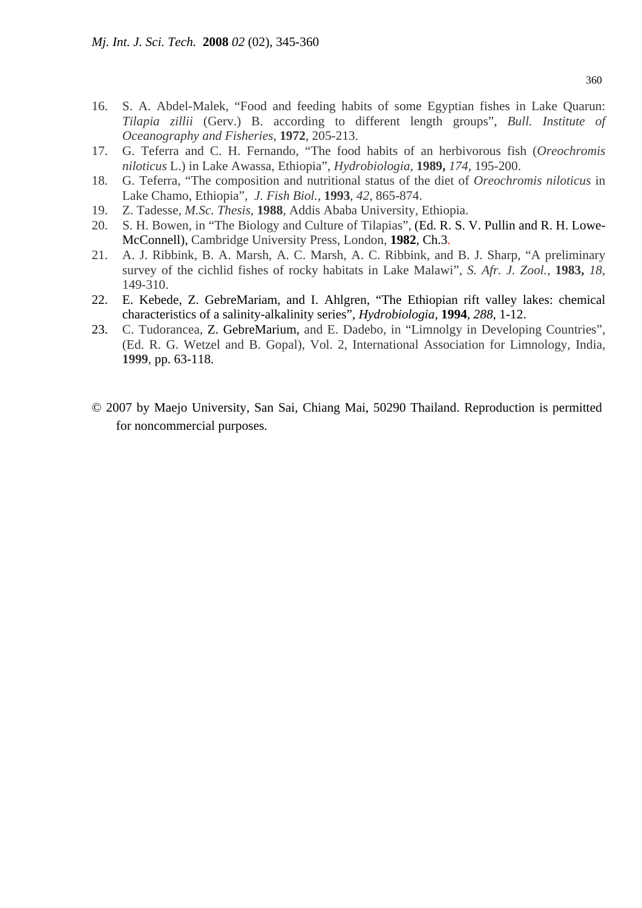16. S. A. Abdel-Malek, "Food and feeding habits of some Egyptian fishes in Lake Quarun: *Tilapia zillii* (Gerv.) B. according to different length groups", *Bull. Institute of Oceanography and Fisheries*, **1972**, 205-213.
17. G. Teferra and C. H. Fernando, "The food habits of an herbivorous fish (*Oreochromis niloticus* L.) in Lake Awassa, Ethiopia", *Hydrobiologia*, **1989,** *174*, 195-200.
18. G. Teferra, "The composition and nutritional status of the diet of *Oreochromis niloticus* in Lake Chamo, Ethiopia", *J. Fish Biol.*, **1993**, *42*, 865-874.
19. Z. Tadesse, *M.Sc. Thesis*, **1988**, Addis Ababa University, Ethiopia.
20. S. H. Bowen, in "The Biology and Culture of Tilapias", (Ed. R. S. V. Pullin and R. H. Lowe-McConnell), Cambridge University Press, London, **1982**, Ch.3.
21. A. J. Ribbink, B. A. Marsh, A. C. Marsh, A. C. Ribbink, and B. J. Sharp, "A preliminary survey of the cichlid fishes of rocky habitats in Lake Malawi", *S. Afr. J. Zool.*, **1983,** *18*, 149-310.
22. E. Kebede, Z. GebreMariam, and I. Ahlgren, "The Ethiopian rift valley lakes: chemical characteristics of a salinity-alkalinity series", *Hydrobiologia*, **1994**, *288*, 1-12.
23. C. Tudorancea, Z. GebreMarium, and E. Dadebo, in "Limnolgy in Developing Countries", (Ed. R. G. Wetzel and B. Gopal), Vol. 2, International Association for Limnology, India, **1999**, pp. 63-118.

© 2007 by Maejo University, San Sai, Chiang Mai, 50290 Thailand. Reproduction is permitted for noncommercial purposes.